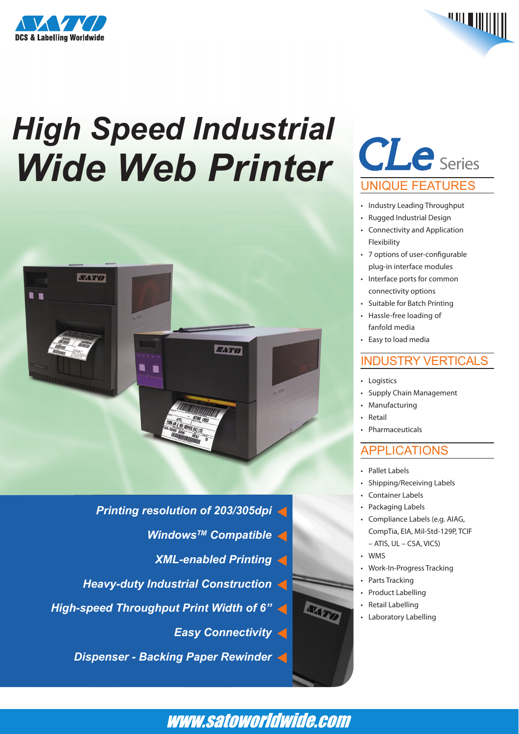SATO

DCS & Labelling Worldwide

# High Speed Industrial Wide Web Printer

## CLe Series

### UNIQUE FEATURES

- Industry Leading Throughput
- Rugged Industrial Design
- Connectivity and Application Flexibility
- 7 options of user-configurable plug-in interface modules
- Interface ports for common connectivity options
- Suitable for Batch Printing
- Hassle-free loading of fanfold media
- Easy to load media

### INDUSTRY VERTICALS

- Logistics
- Supply Chain Management
- Manufacturing
- Retail
- Pharmaceuticals

### APPLICATIONS

- Pallet Labels
- Shipping/Receiving Labels
- Container Labels
- Packaging Labels
- Compliance Labels (e.g. AIAG, CompTia, EIA, Mil-Std-129P, TCIF – ATIS, UL – CSA, VICS)
- WMS
- Work-In-Progress Tracking
- Parts Tracking
- Product Labelling
- Retail Labelling
- Laboratory Labelling

***Printing resolution of 203/305dpi***

***Windows™ Compatible***

***XML-enabled Printing***

***Heavy-duty Industrial Construction***

***High-speed Throughput Print Width of 6"***

***Easy Connectivity***

***Dispenser - Backing Paper Rewinder***

www.satoworldwide.com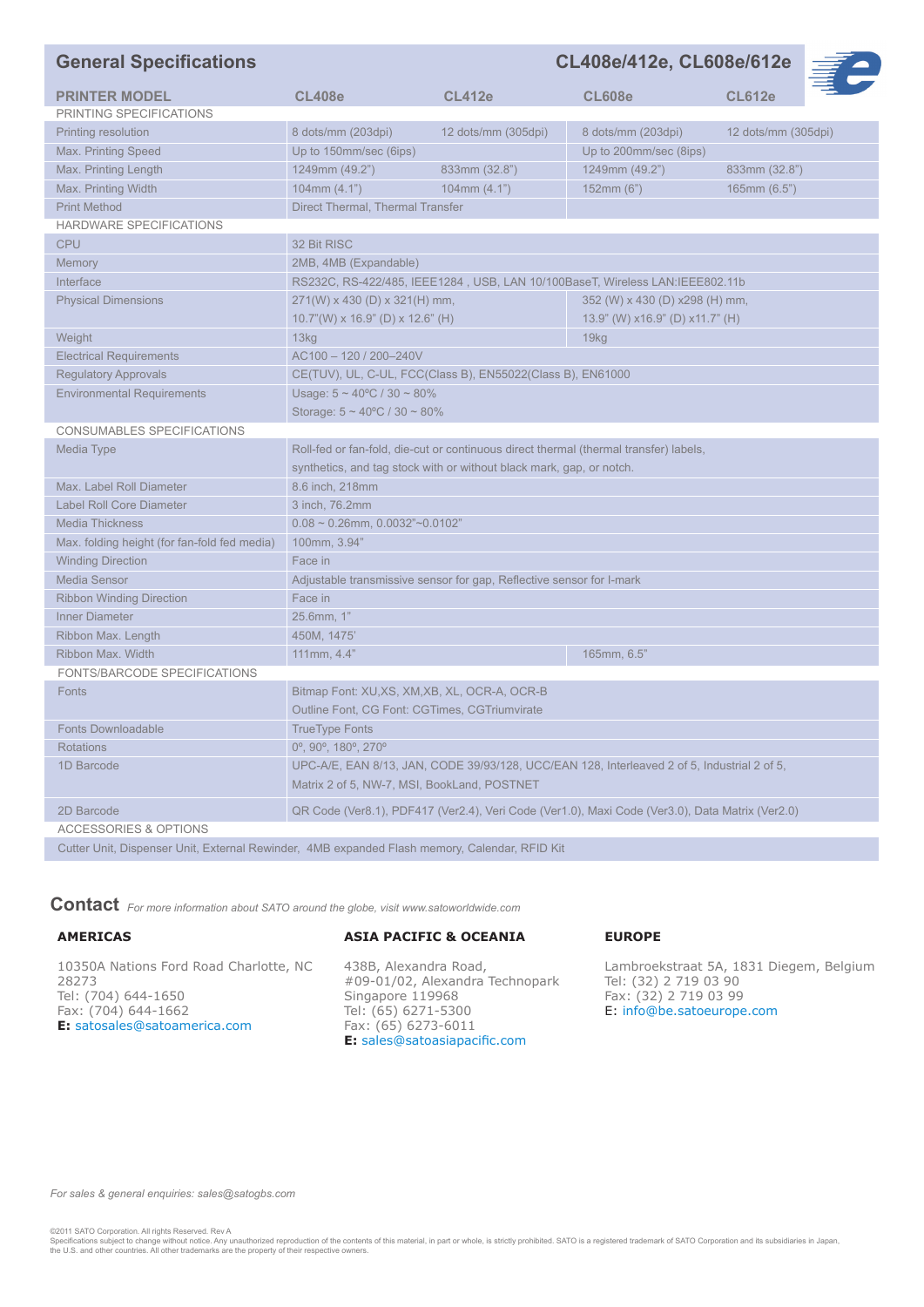## General Specifications — CL408e/412e, CL608e/612e

| PRINTER MODEL | CL408e | CL412e | CL608e | CL612e |
|---|---|---|---|---|
| PRINTING SPECIFICATIONS | | | | |
| Printing resolution | 8 dots/mm (203dpi) | 12 dots/mm (305dpi) | 8 dots/mm (203dpi) | 12 dots/mm (305dpi) |
| Max. Printing Speed | Up to 150mm/sec (6ips) | | Up to 200mm/sec (8ips) | |
| Max. Printing Length | 1249mm (49.2") | 833mm (32.8") | 1249mm (49.2") | 833mm (32.8") |
| Max. Printing Width | 104mm (4.1") | 104mm (4.1") | 152mm (6") | 165mm (6.5") |
| Print Method | Direct Thermal, Thermal Transfer | | | |
| HARDWARE SPECIFICATIONS | | | | |
| CPU | 32 Bit RISC | | | |
| Memory | 2MB, 4MB (Expandable) | | | |
| Interface | RS232C, RS-422/485, IEEE1284 , USB, LAN 10/100BaseT, Wireless LAN:IEEE802.11b | | | |
| Physical Dimensions | 271(W) x 430 (D) x 321(H) mm, 10.7"(W) x 16.9" (D) x 12.6" (H) | | 352 (W) x 430 (D) x298 (H) mm, 13.9" (W) x16.9" (D) x11.7" (H) | |
| Weight | 13kg | | 19kg | |
| Electrical Requirements | AC100 – 120 / 200–240V | | | |
| Regulatory Approvals | CE(TUV), UL, C-UL, FCC(Class B), EN55022(Class B), EN61000 | | | |
| Environmental Requirements | Usage: 5 ~ 40ºC / 30 ~ 80% Storage: 5 ~ 40ºC / 30 ~ 80% | | | |
| CONSUMABLES SPECIFICATIONS | | | | |
| Media Type | Roll-fed or fan-fold, die-cut or continuous direct thermal (thermal transfer) labels, synthetics, and tag stock with or without black mark, gap, or notch. | | | |
| Max. Label Roll Diameter | 8.6 inch, 218mm | | | |
| Label Roll Core Diameter | 3 inch, 76.2mm | | | |
| Media Thickness | 0.08 ~ 0.26mm, 0.0032"~0.0102" | | | |
| Max. folding height (for fan-fold fed media) | 100mm, 3.94" | | | |
| Winding Direction | Face in | | | |
| Media Sensor | Adjustable transmissive sensor for gap, Reflective sensor for I-mark | | | |
| Ribbon Winding Direction | Face in | | | |
| Inner Diameter | 25.6mm, 1" | | | |
| Ribbon Max. Length | 450M, 1475' | | | |
| Ribbon Max. Width | 111mm, 4.4" | | 165mm, 6.5" | |
| FONTS/BARCODE SPECIFICATIONS | | | | |
| Fonts | Bitmap Font: XU,XS, XM,XB, XL, OCR-A, OCR-B Outline Font, CG Font: CGTimes, CGTriumvirate | | | |
| Fonts Downloadable | TrueType Fonts | | | |
| Rotations | 0º, 90º, 180º, 270º | | | |
| 1D Barcode | UPC-A/E, EAN 8/13, JAN, CODE 39/93/128, UCC/EAN 128, Interleaved 2 of 5, Industrial 2 of 5, Matrix 2 of 5, NW-7, MSI, BookLand, POSTNET | | | |
| 2D Barcode | QR Code (Ver8.1), PDF417 (Ver2.4), Veri Code (Ver1.0), Maxi Code (Ver3.0), Data Matrix (Ver2.0) | | | |
| ACCESSORIES & OPTIONS | | | | |
| Cutter Unit, Dispenser Unit, External Rewinder, 4MB expanded Flash memory, Calendar, RFID Kit | | | | |

## Contact

*For more information about SATO around the globe, visit www.satoworldwide.com*

### AMERICAS

10350A Nations Ford Road Charlotte, NC 28273
Tel: (704) 644-1650
Fax: (704) 644-1662
**E:** satosales@satoamerica.com

### ASIA PACIFIC & OCEANIA

438B, Alexandra Road,
#09-01/02, Alexandra Technopark
Singapore 119968
Tel: (65) 6271-5300
Fax: (65) 6273-6011
**E:** sales@satoasiapacific.com

### EUROPE

Lambroekstraat 5A, 1831 Diegem, Belgium
Tel: (32) 2 719 03 90
Fax: (32) 2 719 03 99
E: info@be.satoeurope.com

*For sales & general enquiries: sales@satogbs.com*

©2011 SATO Corporation. All rights Reserved. Rev A
Specifications subject to change without notice. Any unauthorized reproduction of the contents of this material, in part or whole, is strictly prohibited. SATO is a registered trademark of SATO Corporation and its subsidiaries in Japan, the U.S. and other countries. All other trademarks are the property of their respective owners.